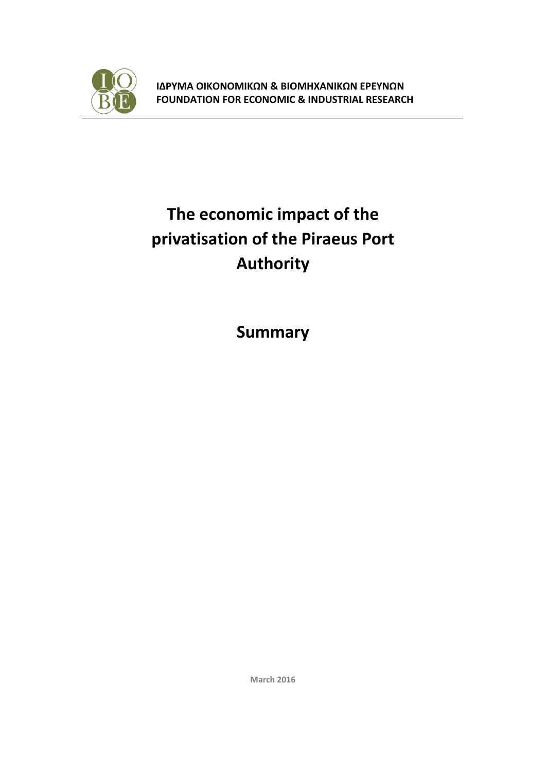**ΙΔΡΥΜΑ ΟΙΚΟΝΟΜΙΚΩΝ & ΒΙΟΜΗΧΑΝΙΚΩΝ ΕΡΕΥΝΩΝ**
**FOUNDATION FOR ECONOMIC & INDUSTRIAL RESEARCH**

# The economic impact of the privatisation of the Piraeus Port Authority

## Summary

March 2016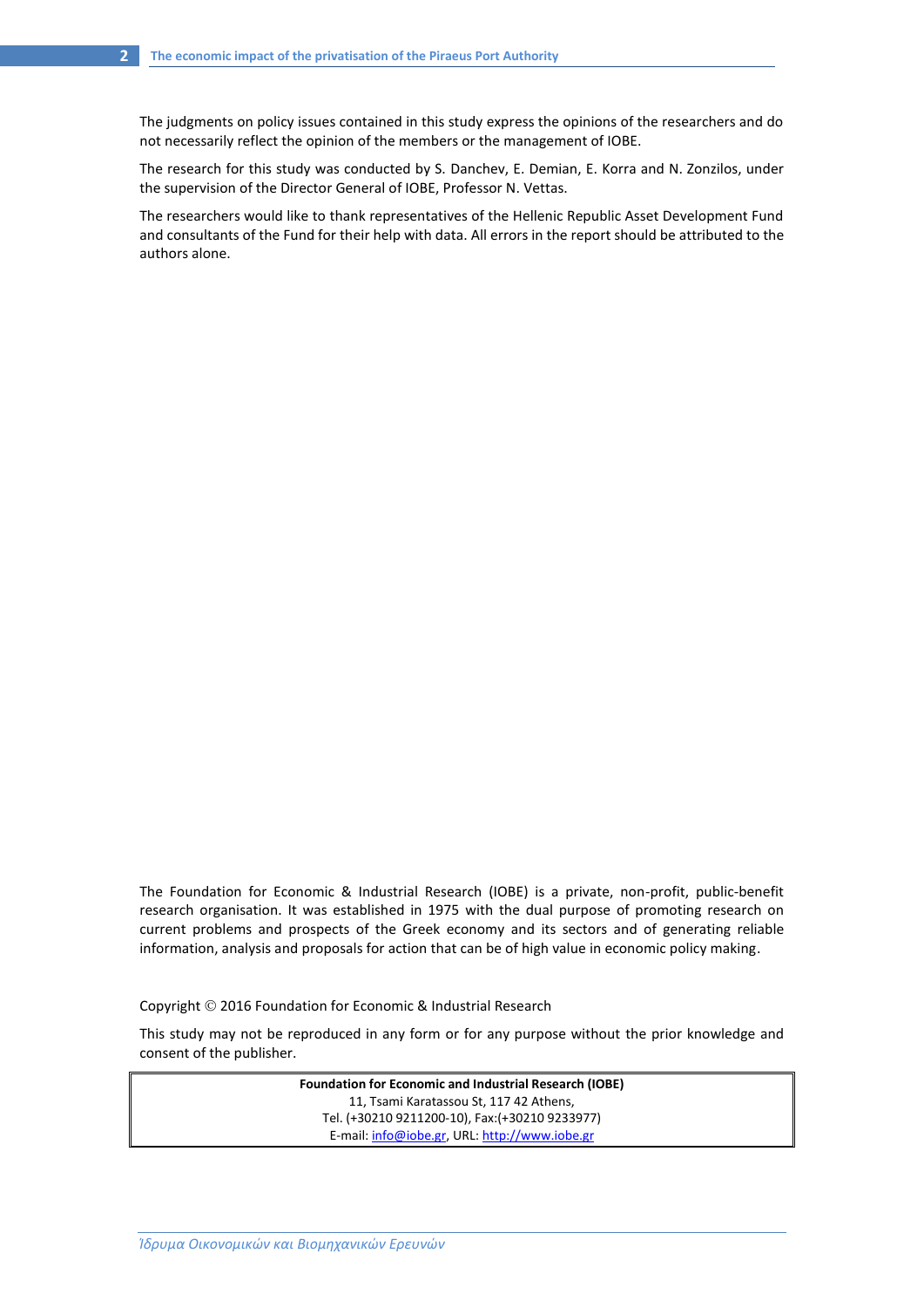The judgments on policy issues contained in this study express the opinions of the researchers and do not necessarily reflect the opinion of the members or the management of IOBE.

The research for this study was conducted by S. Danchev, E. Demian, E. Korra and N. Zonzilos, under the supervision of the Director General of IOBE, Professor N. Vettas.

The researchers would like to thank representatives of the Hellenic Republic Asset Development Fund and consultants of the Fund for their help with data. All errors in the report should be attributed to the authors alone.

The Foundation for Economic & Industrial Research (IOBE) is a private, non-profit, public-benefit research organisation. It was established in 1975 with the dual purpose of promoting research on current problems and prospects of the Greek economy and its sectors and of generating reliable information, analysis and proposals for action that can be of high value in economic policy making.

Copyright © 2016 Foundation for Economic & Industrial Research

This study may not be reproduced in any form or for any purpose without the prior knowledge and consent of the publisher.

**Foundation for Economic and Industrial Research (IOBE)**
11, Tsami Karatassou St, 117 42 Athens,
Tel. (+30210 9211200-10), Fax:(+30210 9233977)
E-mail: info@iobe.gr, URL: http://www.iobe.gr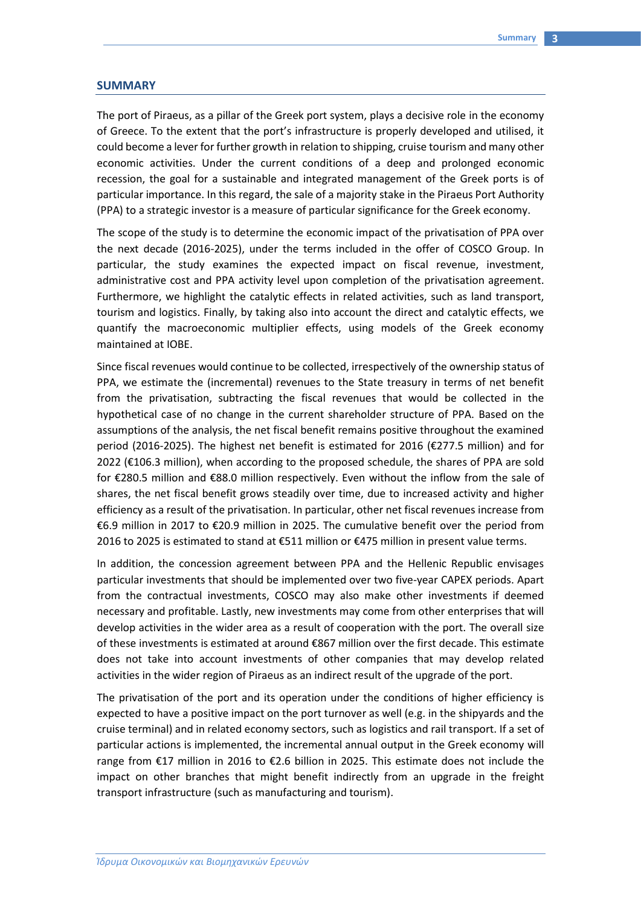## SUMMARY

The port of Piraeus, as a pillar of the Greek port system, plays a decisive role in the economy of Greece. To the extent that the port's infrastructure is properly developed and utilised, it could become a lever for further growth in relation to shipping, cruise tourism and many other economic activities. Under the current conditions of a deep and prolonged economic recession, the goal for a sustainable and integrated management of the Greek ports is of particular importance. In this regard, the sale of a majority stake in the Piraeus Port Authority (PPA) to a strategic investor is a measure of particular significance for the Greek economy.

The scope of the study is to determine the economic impact of the privatisation of PPA over the next decade (2016-2025), under the terms included in the offer of COSCO Group. In particular, the study examines the expected impact on fiscal revenue, investment, administrative cost and PPA activity level upon completion of the privatisation agreement. Furthermore, we highlight the catalytic effects in related activities, such as land transport, tourism and logistics. Finally, by taking also into account the direct and catalytic effects, we quantify the macroeconomic multiplier effects, using models of the Greek economy maintained at IOBE.

Since fiscal revenues would continue to be collected, irrespectively of the ownership status of PPA, we estimate the (incremental) revenues to the State treasury in terms of net benefit from the privatisation, subtracting the fiscal revenues that would be collected in the hypothetical case of no change in the current shareholder structure of PPA. Based on the assumptions of the analysis, the net fiscal benefit remains positive throughout the examined period (2016-2025). The highest net benefit is estimated for 2016 (€277.5 million) and for 2022 (€106.3 million), when according to the proposed schedule, the shares of PPA are sold for €280.5 million and €88.0 million respectively. Even without the inflow from the sale of shares, the net fiscal benefit grows steadily over time, due to increased activity and higher efficiency as a result of the privatisation. In particular, other net fiscal revenues increase from €6.9 million in 2017 to €20.9 million in 2025. The cumulative benefit over the period from 2016 to 2025 is estimated to stand at €511 million or €475 million in present value terms.

In addition, the concession agreement between PPA and the Hellenic Republic envisages particular investments that should be implemented over two five-year CAPEX periods. Apart from the contractual investments, COSCO may also make other investments if deemed necessary and profitable. Lastly, new investments may come from other enterprises that will develop activities in the wider area as a result of cooperation with the port. The overall size of these investments is estimated at around €867 million over the first decade. This estimate does not take into account investments of other companies that may develop related activities in the wider region of Piraeus as an indirect result of the upgrade of the port.

The privatisation of the port and its operation under the conditions of higher efficiency is expected to have a positive impact on the port turnover as well (e.g. in the shipyards and the cruise terminal) and in related economy sectors, such as logistics and rail transport. If a set of particular actions is implemented, the incremental annual output in the Greek economy will range from €17 million in 2016 to €2.6 billion in 2025. This estimate does not include the impact on other branches that might benefit indirectly from an upgrade in the freight transport infrastructure (such as manufacturing and tourism).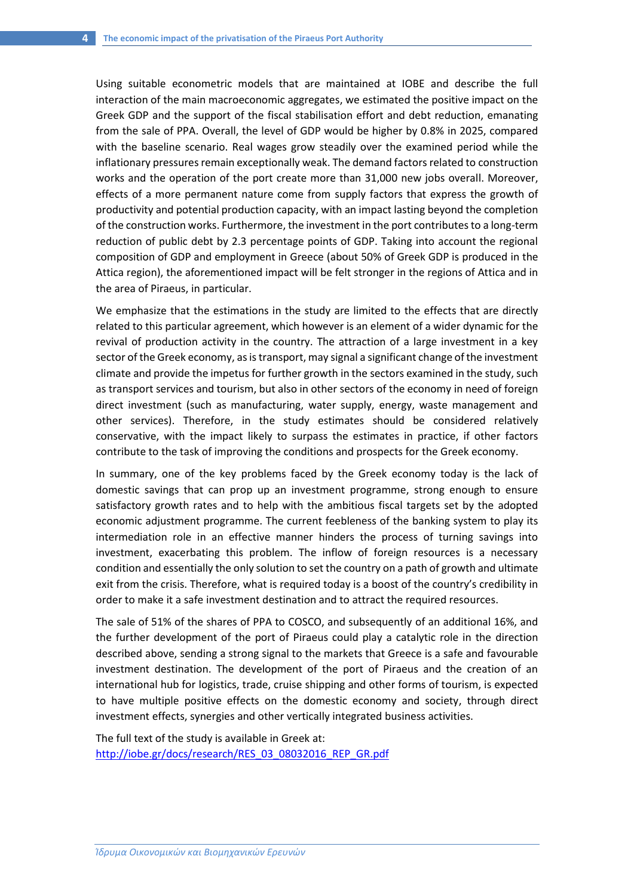Using suitable econometric models that are maintained at IOBE and describe the full interaction of the main macroeconomic aggregates, we estimated the positive impact on the Greek GDP and the support of the fiscal stabilisation effort and debt reduction, emanating from the sale of PPA. Overall, the level of GDP would be higher by 0.8% in 2025, compared with the baseline scenario. Real wages grow steadily over the examined period while the inflationary pressures remain exceptionally weak. The demand factors related to construction works and the operation of the port create more than 31,000 new jobs overall. Moreover, effects of a more permanent nature come from supply factors that express the growth of productivity and potential production capacity, with an impact lasting beyond the completion of the construction works. Furthermore, the investment in the port contributes to a long-term reduction of public debt by 2.3 percentage points of GDP. Taking into account the regional composition of GDP and employment in Greece (about 50% of Greek GDP is produced in the Attica region), the aforementioned impact will be felt stronger in the regions of Attica and in the area of Piraeus, in particular.

We emphasize that the estimations in the study are limited to the effects that are directly related to this particular agreement, which however is an element of a wider dynamic for the revival of production activity in the country. The attraction of a large investment in a key sector of the Greek economy, as is transport, may signal a significant change of the investment climate and provide the impetus for further growth in the sectors examined in the study, such as transport services and tourism, but also in other sectors of the economy in need of foreign direct investment (such as manufacturing, water supply, energy, waste management and other services). Therefore, in the study estimates should be considered relatively conservative, with the impact likely to surpass the estimates in practice, if other factors contribute to the task of improving the conditions and prospects for the Greek economy.

In summary, one of the key problems faced by the Greek economy today is the lack of domestic savings that can prop up an investment programme, strong enough to ensure satisfactory growth rates and to help with the ambitious fiscal targets set by the adopted economic adjustment programme. The current feebleness of the banking system to play its intermediation role in an effective manner hinders the process of turning savings into investment, exacerbating this problem. The inflow of foreign resources is a necessary condition and essentially the only solution to set the country on a path of growth and ultimate exit from the crisis. Therefore, what is required today is a boost of the country's credibility in order to make it a safe investment destination and to attract the required resources.

The sale of 51% of the shares of PPA to COSCO, and subsequently of an additional 16%, and the further development of the port of Piraeus could play a catalytic role in the direction described above, sending a strong signal to the markets that Greece is a safe and favourable investment destination. The development of the port of Piraeus and the creation of an international hub for logistics, trade, cruise shipping and other forms of tourism, is expected to have multiple positive effects on the domestic economy and society, through direct investment effects, synergies and other vertically integrated business activities.

The full text of the study is available in Greek at:
[http://iobe.gr/docs/research/RES_03_08032016_REP_GR.pdf](http://iobe.gr/docs/research/RES_03_08032016_REP_GR.pdf)